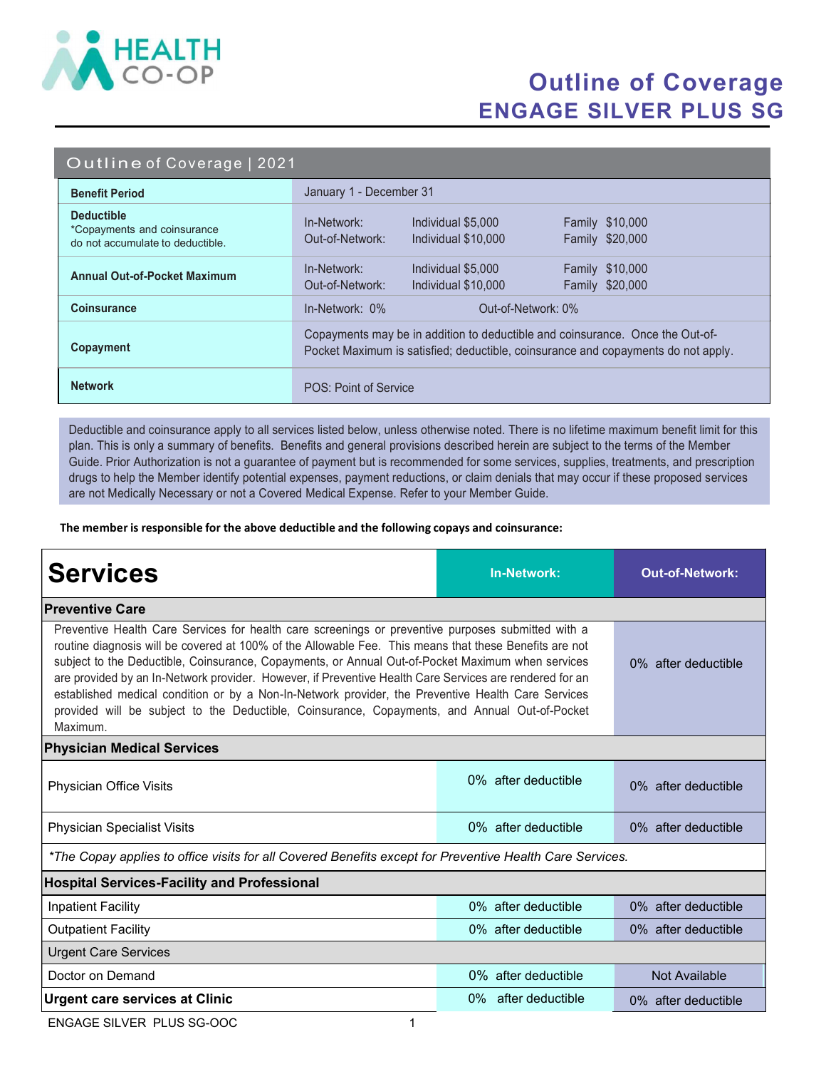HEALTH CO-OP

# Outline of Coverage
# ENGAGE SILVER PLUS SG

| Outline of Coverage \| 2021 | | | |
|---|---|---|---|
| **Benefit Period** | January 1 - December 31 | | |
| **Deductible**<br>*Copayments and coinsurance do not accumulate to deductible. | In-Network:<br>Out-of-Network: | Individual $5,000<br>Individual $10,000 | Family $10,000<br>Family $20,000 |
| **Annual Out-of-Pocket Maximum** | In-Network:<br>Out-of-Network: | Individual $5,000<br>Individual $10,000 | Family $10,000<br>Family $20,000 |
| **Coinsurance** | In-Network: 0% | Out-of-Network: 0% | |
| **Copayment** | Copayments may be in addition to deductible and coinsurance. Once the Out-of-Pocket Maximum is satisfied; deductible, coinsurance and copayments do not apply. | | |
| **Network** | POS: Point of Service | | |

Deductible and coinsurance apply to all services listed below, unless otherwise noted. There is no lifetime maximum benefit limit for this plan. This is only a summary of benefits. Benefits and general provisions described herein are subject to the terms of the Member Guide. Prior Authorization is not a guarantee of payment but is recommended for some services, supplies, treatments, and prescription drugs to help the Member identify potential expenses, payment reductions, or claim denials that may occur if these proposed services are not Medically Necessary or not a Covered Medical Expense. Refer to your Member Guide.

**The member is responsible for the above deductible and the following copays and coinsurance:**

| Services | In-Network: | Out-of-Network: |
|---|---|---|
| **Preventive Care** | | |
| Preventive Health Care Services for health care screenings or preventive purposes submitted with a routine diagnosis will be covered at 100% of the Allowable Fee. This means that these Benefits are not subject to the Deductible, Coinsurance, Copayments, or Annual Out-of-Pocket Maximum when services are provided by an In-Network provider. However, if Preventive Health Care Services are rendered for an established medical condition or by a Non-In-Network provider, the Preventive Health Care Services provided will be subject to the Deductible, Coinsurance, Copayments, and Annual Out-of-Pocket Maximum. | | 0% after deductible |
| **Physician Medical Services** | | |
| Physician Office Visits | 0% after deductible | 0% after deductible |
| Physician Specialist Visits | 0% after deductible | 0% after deductible |
| *\*The Copay applies to office visits for all Covered Benefits except for Preventive Health Care Services.* | | |
| **Hospital Services-Facility and Professional** | | |
| Inpatient Facility | 0% after deductible | 0% after deductible |
| Outpatient Facility | 0% after deductible | 0% after deductible |
| Urgent Care Services | | |
| Doctor on Demand | 0% after deductible | Not Available |
| **Urgent care services at Clinic** | 0% after deductible | 0% after deductible |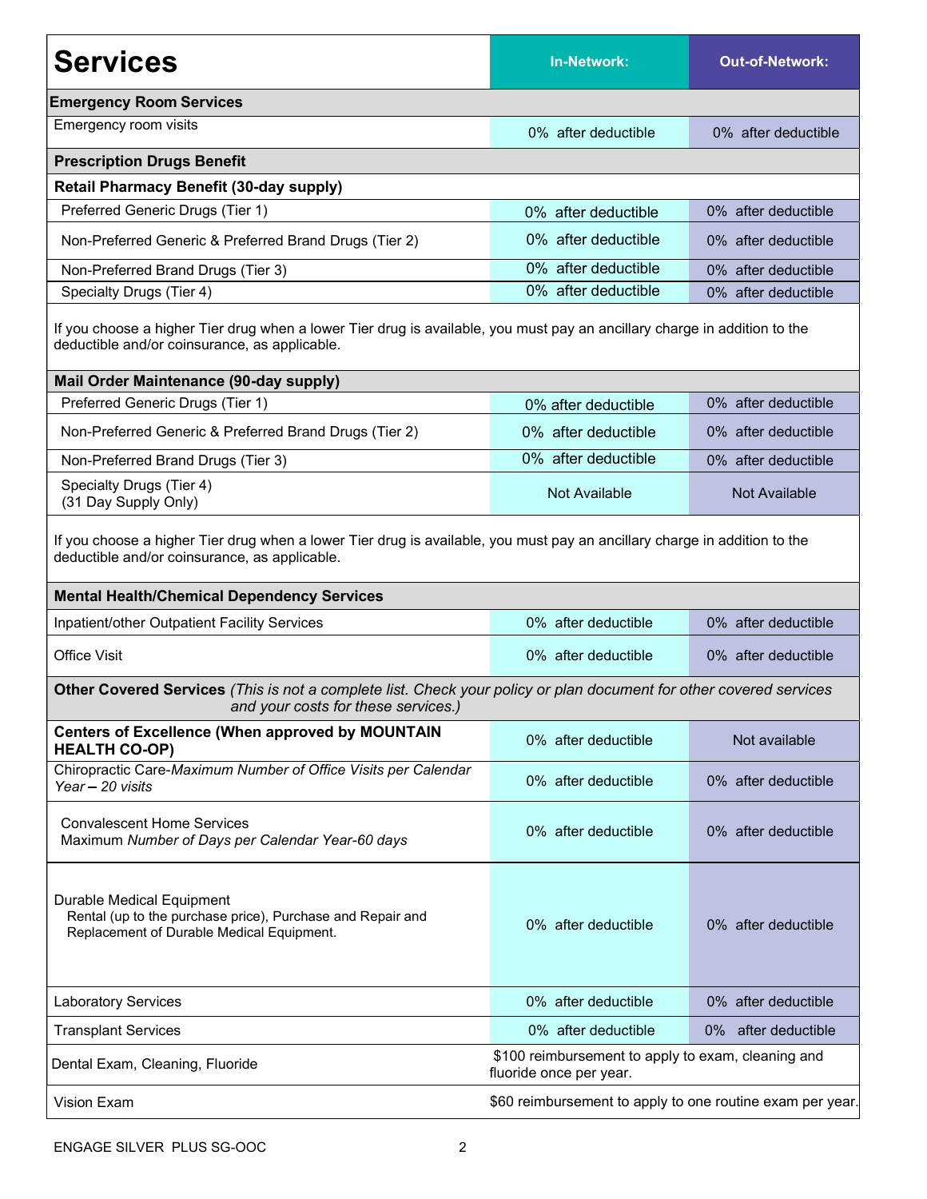| Services | In-Network: | Out-of-Network: |
|---|---|---|
| **Emergency Room Services** | | |
| Emergency room visits | 0% after deductible | 0% after deductible |
| **Prescription Drugs Benefit** | | |
| **Retail Pharmacy Benefit (30-day supply)** | | |
| Preferred Generic Drugs (Tier 1) | 0% after deductible | 0% after deductible |
| Non-Preferred Generic & Preferred Brand Drugs (Tier 2) | 0% after deductible | 0% after deductible |
| Non-Preferred Brand Drugs (Tier 3) | 0% after deductible | 0% after deductible |
| Specialty Drugs (Tier 4) | 0% after deductible | 0% after deductible |
| If you choose a higher Tier drug when a lower Tier drug is available, you must pay an ancillary charge in addition to the deductible and/or coinsurance, as applicable. | | |
| **Mail Order Maintenance (90-day supply)** | | |
| Preferred Generic Drugs (Tier 1) | 0% after deductible | 0% after deductible |
| Non-Preferred Generic & Preferred Brand Drugs (Tier 2) | 0% after deductible | 0% after deductible |
| Non-Preferred Brand Drugs (Tier 3) | 0% after deductible | 0% after deductible |
| Specialty Drugs (Tier 4) (31 Day Supply Only) | Not Available | Not Available |
| If you choose a higher Tier drug when a lower Tier drug is available, you must pay an ancillary charge in addition to the deductible and/or coinsurance, as applicable. | | |
| **Mental Health/Chemical Dependency Services** | | |
| Inpatient/other Outpatient Facility Services | 0% after deductible | 0% after deductible |
| Office Visit | 0% after deductible | 0% after deductible |
| **Other Covered Services** *(This is not a complete list. Check your policy or plan document for other covered services and your costs for these services.)* | | |
| **Centers of Excellence (When approved by MOUNTAIN HEALTH CO-OP)** | 0% after deductible | Not available |
| Chiropractic Care-*Maximum Number of Office Visits per Calendar Year – 20 visits* | 0% after deductible | 0% after deductible |
| Convalescent Home Services Maximum *Number of Days per Calendar Year-60 days* | 0% after deductible | 0% after deductible |
| Durable Medical Equipment Rental (up to the purchase price), Purchase and Repair and Replacement of Durable Medical Equipment. | 0% after deductible | 0% after deductible |
| Laboratory Services | 0% after deductible | 0% after deductible |
| Transplant Services | 0% after deductible | 0% after deductible |
| Dental Exam, Cleaning, Fluoride | $100 reimbursement to apply to exam, cleaning and fluoride once per year. | |
| Vision Exam | $60 reimbursement to apply to one routine exam per year. | |

ENGAGE SILVER PLUS SG-OOC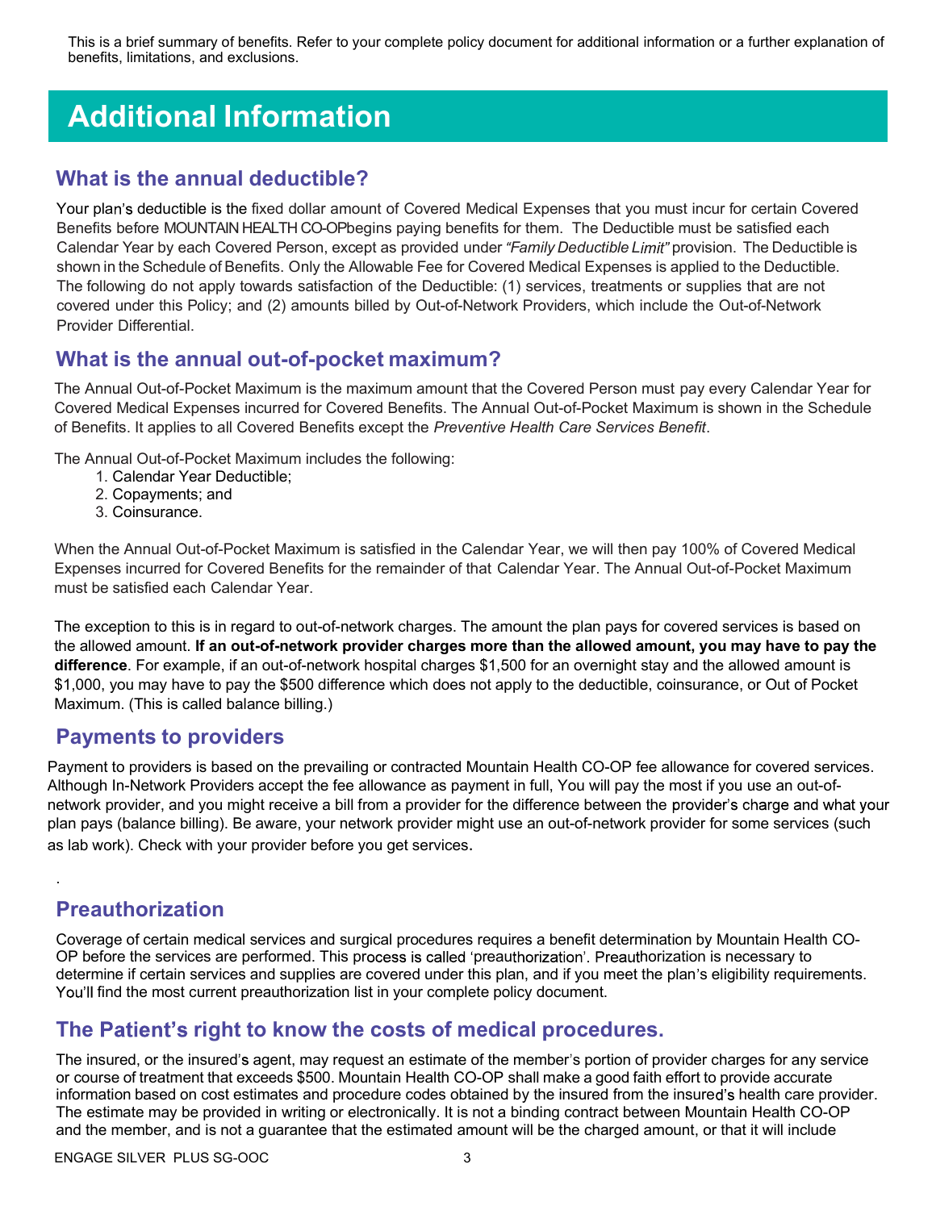This is a brief summary of benefits. Refer to your complete policy document for additional information or a further explanation of benefits, limitations, and exclusions.

# Additional Information

## What is the annual deductible?

Your plan's deductible is the fixed dollar amount of Covered Medical Expenses that you must incur for certain Covered Benefits before MOUNTAIN HEALTH CO-OPbegins paying benefits for them. The Deductible must be satisfied each Calendar Year by each Covered Person, except as provided under *"Family Deductible Limit"* provision. The Deductible is shown in the Schedule of Benefits. Only the Allowable Fee for Covered Medical Expenses is applied to the Deductible. The following do not apply towards satisfaction of the Deductible: (1) services, treatments or supplies that are not covered under this Policy; and (2) amounts billed by Out-of-Network Providers, which include the Out-of-Network Provider Differential.

## What is the annual out-of-pocket maximum?

The Annual Out-of-Pocket Maximum is the maximum amount that the Covered Person must pay every Calendar Year for Covered Medical Expenses incurred for Covered Benefits. The Annual Out-of-Pocket Maximum is shown in the Schedule of Benefits. It applies to all Covered Benefits except the *Preventive Health Care Services Benefit*.

The Annual Out-of-Pocket Maximum includes the following:

1. Calendar Year Deductible;
2. Copayments; and
3. Coinsurance.

When the Annual Out-of-Pocket Maximum is satisfied in the Calendar Year, we will then pay 100% of Covered Medical Expenses incurred for Covered Benefits for the remainder of that Calendar Year. The Annual Out-of-Pocket Maximum must be satisfied each Calendar Year.

The exception to this is in regard to out-of-network charges. The amount the plan pays for covered services is based on the allowed amount. **If an out-of-network provider charges more than the allowed amount, you may have to pay the difference**. For example, if an out-of-network hospital charges $1,500 for an overnight stay and the allowed amount is $1,000, you may have to pay the $500 difference which does not apply to the deductible, coinsurance, or Out of Pocket Maximum. (This is called balance billing.)

## Payments to providers

Payment to providers is based on the prevailing or contracted Mountain Health CO-OP fee allowance for covered services. Although In-Network Providers accept the fee allowance as payment in full, You will pay the most if you use an out-of-network provider, and you might receive a bill from a provider for the difference between the provider's charge and what your plan pays (balance billing). Be aware, your network provider might use an out-of-network provider for some services (such as lab work). Check with your provider before you get services.

## Preauthorization

Coverage of certain medical services and surgical procedures requires a benefit determination by Mountain Health CO-OP before the services are performed. This process is called 'preauthorization'. Preauthorization is necessary to determine if certain services and supplies are covered under this plan, and if you meet the plan's eligibility requirements. You'll find the most current preauthorization list in your complete policy document.

## The Patient's right to know the costs of medical procedures.

The insured, or the insured's agent, may request an estimate of the member's portion of provider charges for any service or course of treatment that exceeds $500. Mountain Health CO-OP shall make a good faith effort to provide accurate information based on cost estimates and procedure codes obtained by the insured from the insured's health care provider. The estimate may be provided in writing or electronically. It is not a binding contract between Mountain Health CO-OP and the member, and is not a guarantee that the estimated amount will be the charged amount, or that it will include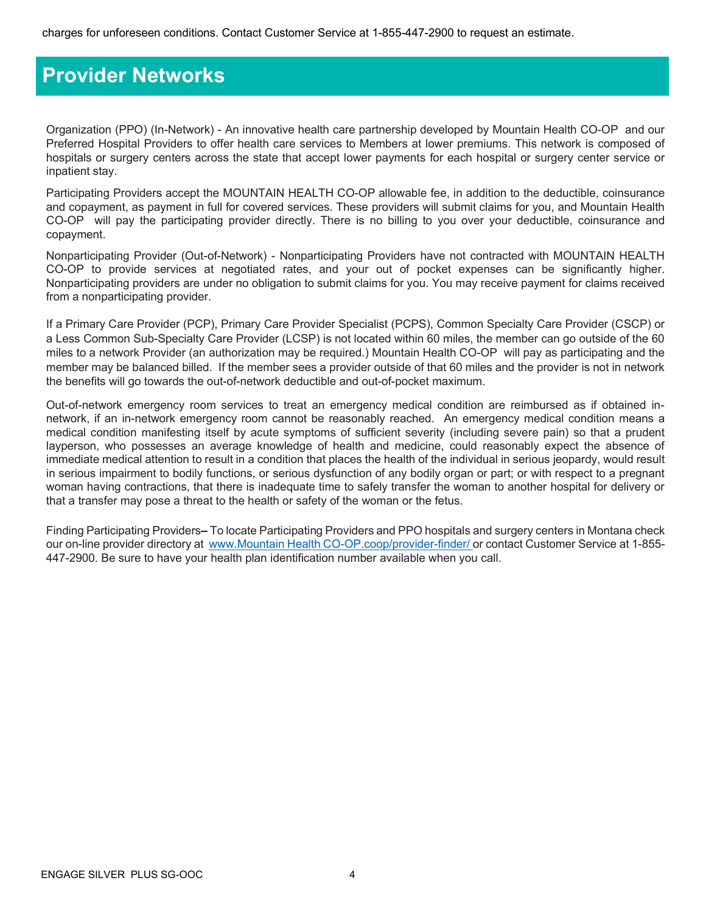charges for unforeseen conditions. Contact Customer Service at 1-855-447-2900 to request an estimate.

# Provider Networks

Organization (PPO) (In-Network) - An innovative health care partnership developed by Mountain Health CO-OP and our Preferred Hospital Providers to offer health care services to Members at lower premiums. This network is composed of hospitals or surgery centers across the state that accept lower payments for each hospital or surgery center service or inpatient stay.

Participating Providers accept the MOUNTAIN HEALTH CO-OP allowable fee, in addition to the deductible, coinsurance and copayment, as payment in full for covered services. These providers will submit claims for you, and Mountain Health CO-OP will pay the participating provider directly. There is no billing to you over your deductible, coinsurance and copayment.

Nonparticipating Provider (Out-of-Network) - Nonparticipating Providers have not contracted with MOUNTAIN HEALTH CO-OP to provide services at negotiated rates, and your out of pocket expenses can be significantly higher. Nonparticipating providers are under no obligation to submit claims for you. You may receive payment for claims received from a nonparticipating provider.

If a Primary Care Provider (PCP), Primary Care Provider Specialist (PCPS), Common Specialty Care Provider (CSCP) or a Less Common Sub-Specialty Care Provider (LCSP) is not located within 60 miles, the member can go outside of the 60 miles to a network Provider (an authorization may be required.) Mountain Health CO-OP will pay as participating and the member may be balanced billed. If the member sees a provider outside of that 60 miles and the provider is not in network the benefits will go towards the out-of-network deductible and out-of-pocket maximum.

Out-of-network emergency room services to treat an emergency medical condition are reimbursed as if obtained in-network, if an in-network emergency room cannot be reasonably reached. An emergency medical condition means a medical condition manifesting itself by acute symptoms of sufficient severity (including severe pain) so that a prudent layperson, who possesses an average knowledge of health and medicine, could reasonably expect the absence of immediate medical attention to result in a condition that places the health of the individual in serious jeopardy, would result in serious impairment to bodily functions, or serious dysfunction of any bodily organ or part; or with respect to a pregnant woman having contractions, that there is inadequate time to safely transfer the woman to another hospital for delivery or that a transfer may pose a threat to the health or safety of the woman or the fetus.

Finding Participating Providers– To locate Participating Providers and PPO hospitals and surgery centers in Montana check our on-line provider directory at www.Mountain Health CO-OP.coop/provider-finder/ or contact Customer Service at 1-855-447-2900. Be sure to have your health plan identification number available when you call.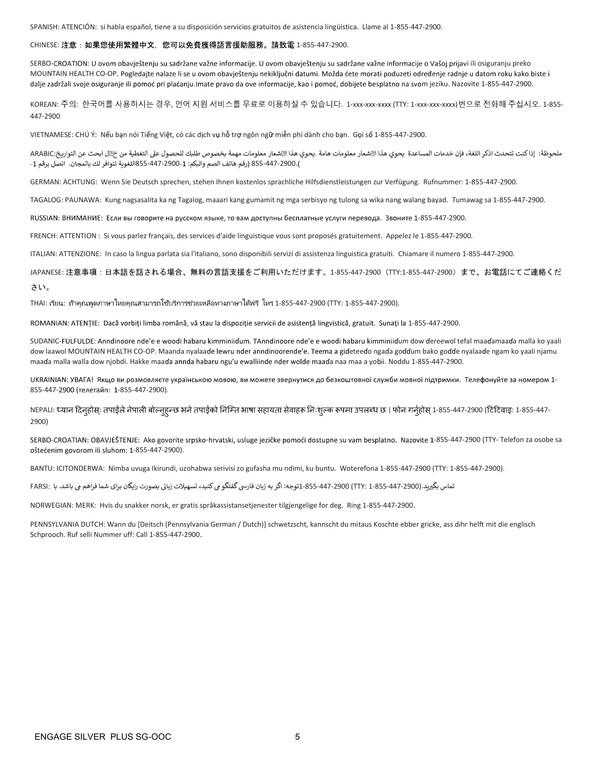SPANISH: ATENCIÓN: si habla español, tiene a su disposición servicios gratuitos de asistencia lingüística. Llame al 1-855-447-2900.

CHINESE: **注意：如果您使用繁體中文，您可以免費獲得語言援助服務。請致電** 1-855-447-2900.

SERBO-CROATION: U ovom obavještenju su sadržane važne informacije. U ovom obavještenju su sadržane važne informacije o Vašoj prijavi ili osiguranju preko MOUNTAIN HEALTH CO-OP. Pogledajte nalaze li se u ovom obavještenju nekiključni datumi. Možda ćete morati poduzeti određenje radnje u datom roku kako biste i dalje zadržali svoje osiguranje ili pomoć pri plaćanju.Imate pravo da ove informacije, kao i pomoć, dobijete besplatno na svom jeziku. Nazovite 1-855-447-2900.

KOREAN: 주의: 한국어를 사용하시는 경우, 언어 지원 서비스를 무료로 이용하실 수 있습니다. 1-xxx-xxx-xxxx (TTY: 1-xxx-xxx-xxxx)번으로 전화해 주십시오. 1-855-447-2900

VIETNAMESE: CHÚ Ý: Nếu bạn nói Tiếng Việt, có các dịch vụ hỗ trợ ngôn ngữ miễn phí dành cho bạn. Gọi số 1-855-447-2900.

ARABIC: ملحوظة: إذا كنت تتحدث اذكر اللغة، فإن خدمات المساعدة يحوي هذا الإشعار معلومات هامة. يحوي هذا الإشعار معلومات مهمة بخصوص طلبك للحصول على التغطية من خلال ابحث عن التواريخ اللغوية تتوافر لك بالمجان. اتصل برقم 1-855-447-2900 (رقم هاتف الصم والبكم: 1-855-447-2900).

GERMAN: ACHTUNG: Wenn Sie Deutsch sprechen, stehen Ihnen kostenlos sprachliche Hilfsdienstleistungen zur Verfügung. Rufnummer: 1-855-447-2900.

TAGALOG: PAUNAWA: Kung nagsasalita ka ng Tagalog, maaari kang gumamit ng mga serbisyo ng tulong sa wika nang walang bayad. Tumawag sa 1-855-447-2900.

RUSSIAN: ВНИМАНИЕ: Если вы говорите на русском языке, то вам доступны бесплатные услуги перевода. Звоните 1-855-447-2900.

FRENCH: ATTENTION : Si vous parlez français, des services d'aide linguistique vous sont proposés gratuitement. Appelez le 1-855-447-2900.

ITALIAN: ATTENZIONE: In caso la lingua parlata sia l'italiano, sono disponibili servizi di assistenza linguistica gratuiti. Chiamare il numero 1-855-447-2900.

JAPANESE: **注意事項：日本語を話される場合、無料の言語支援をご利用いただけます。**1-855-447-2900（TTY:1-855-447-2900）**まで、お電話にてご連絡ください。**

THAI: เรียน: ถ้าคุณพูดภาษาไทยคุณสามารถใช้บริการช่วยเหลือทางภาษาได้ฟรี โทร 1-855-447-2900 (TTY: 1-855-447-2900).

ROMANIAN: ATENȚIE: Dacă vorbiți limba română, vă stau la dispoziție servicii de asistență lingvistică, gratuit. Sunați la 1-855-447-2900.

SUDANIC-FULFULDE: Anndinoore nde'e e woodi habaru kimminiiɗum. TAnndinoore nde'e e woodi habaru kimminiiɗum dow ɗereewol tefal maaɗamaaɗa malla ko yaali dow laawol MOUNTAIN HEALTH CO-OP. Maanda nyalaaɗe lewru nder anndinoorende'e. Teema a giɗeteeɗo ngaɗa goɗɗum bako goɗɗe nyalaaɗe ngam ko yaali njamu maaɗa malla walla dow njobdi. Hakke maaɗa annda habaru ngu'u ewalliinde nder wolde maaɗa naa maa a yoɓii. Noddu 1-855-447-2900.

UKRAINIAN: УВАГА! Якщо ви розмовляєте українською мовою, ви можете звернутися до безкоштовної служби мовної підтримки. Телефонуйте за номером 1-855-447-2900 (телетайп: 1-855-447-2900).

NEPALI: ध्यान दिनुहोस्: तपाईंले नेपाली बोल्नुहुन्छ भने तपाईंको निम्ति भाषा सहायता सेवाहरू निःशुल्क रूपमा उपलब्ध छ । फोन गर्नुहोस् 1-855-447-2900 (टिटिवाइ: 1-855-447-2900)

SERBO-CROATIAN: OBAVJEŠTENJE: Ako govorite srpsko-hrvatski, usluge jezičke pomoći dostupne su vam besplatno. Nazovite 1-855-447-2900 (TTY- Telefon za osobe sa oštećenim govorom ili sluhom: 1-855-447-2900).

BANTU: ICITONDERWA: Nimba uvuga Ikirundi, uzohabwa serivisi zo gufasha mu ndimi, ku buntu. Woterefona 1-855-447-2900 (TTY: 1-855-447-2900).

FARSI: توجه: اگر به زبان فارسی گفتگو می کنید، تسهیلات زبانی بصورت رایگان برای شما فراهم می باشد. با 1-855-447-2900 (TTY: 1-855-447-2900) تماس بگیرید.

NORWEGIAN: MERK: Hvis du snakker norsk, er gratis språkassistansetjenester tilgjengelige for deg. Ring 1-855-447-2900.

PENNSYLVANIA DUTCH: Wann du [Deitsch (Pennsylvania German / Dutch)] schwetzscht, kannscht du mitaus Koschte ebber gricke, ass dihr helft mit die englisch Schprooch. Ruf selli Nummer uff: Call 1-855-447-2900.